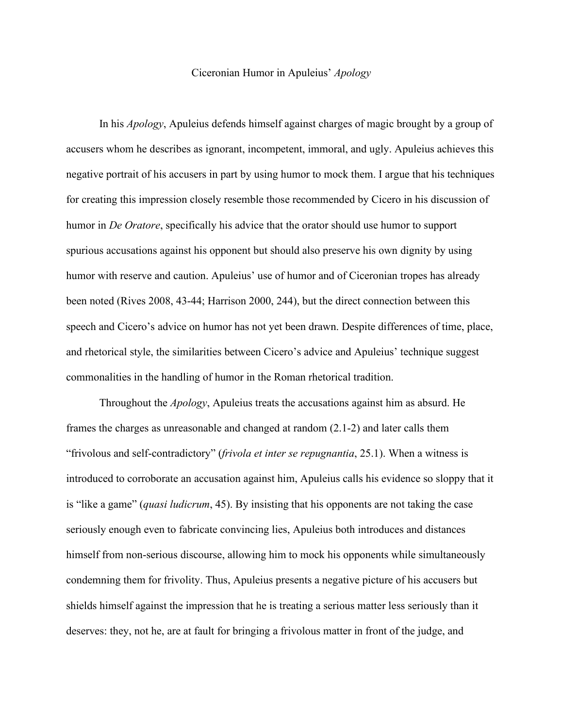# Ciceronian Humor in Apuleius' *Apology*

In his *Apology*, Apuleius defends himself against charges of magic brought by a group of accusers whom he describes as ignorant, incompetent, immoral, and ugly. Apuleius achieves this negative portrait of his accusers in part by using humor to mock them. I argue that his techniques for creating this impression closely resemble those recommended by Cicero in his discussion of humor in *De Oratore*, specifically his advice that the orator should use humor to support spurious accusations against his opponent but should also preserve his own dignity by using humor with reserve and caution. Apuleius' use of humor and of Ciceronian tropes has already been noted (Rives 2008, 43-44; Harrison 2000, 244), but the direct connection between this speech and Cicero's advice on humor has not yet been drawn. Despite differences of time, place, and rhetorical style, the similarities between Cicero's advice and Apuleius' technique suggest commonalities in the handling of humor in the Roman rhetorical tradition.

Throughout the *Apology*, Apuleius treats the accusations against him as absurd. He frames the charges as unreasonable and changed at random (2.1-2) and later calls them "frivolous and self-contradictory" (*frivola et inter se repugnantia*, 25.1). When a witness is introduced to corroborate an accusation against him, Apuleius calls his evidence so sloppy that it is "like a game" (*quasi ludicrum*, 45). By insisting that his opponents are not taking the case seriously enough even to fabricate convincing lies, Apuleius both introduces and distances himself from non-serious discourse, allowing him to mock his opponents while simultaneously condemning them for frivolity. Thus, Apuleius presents a negative picture of his accusers but shields himself against the impression that he is treating a serious matter less seriously than it deserves: they, not he, are at fault for bringing a frivolous matter in front of the judge, and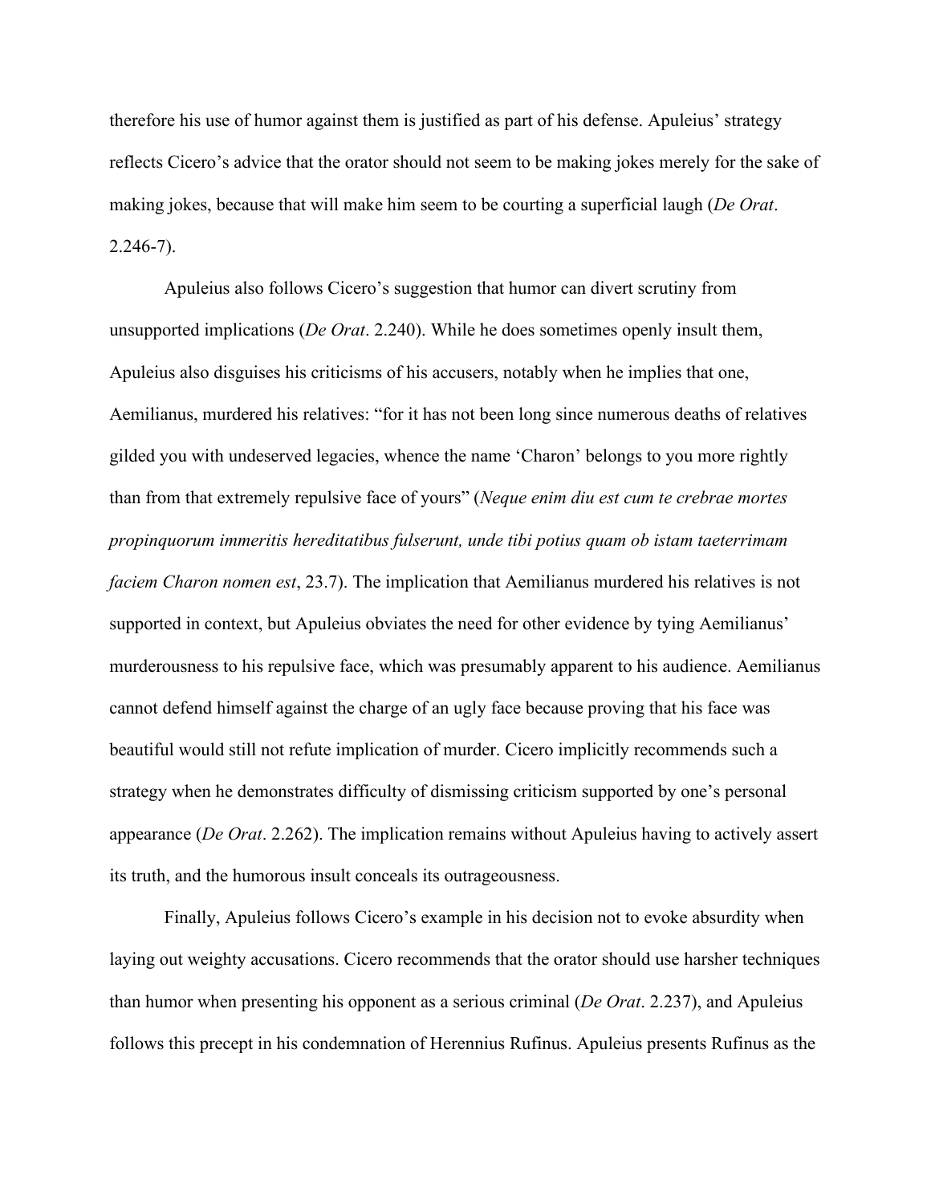therefore his use of humor against them is justified as part of his defense. Apuleius' strategy reflects Cicero's advice that the orator should not seem to be making jokes merely for the sake of making jokes, because that will make him seem to be courting a superficial laugh (*De Orat*. 2.246-7).

Apuleius also follows Cicero's suggestion that humor can divert scrutiny from unsupported implications (*De Orat*. 2.240). While he does sometimes openly insult them, Apuleius also disguises his criticisms of his accusers, notably when he implies that one, Aemilianus, murdered his relatives: "for it has not been long since numerous deaths of relatives gilded you with undeserved legacies, whence the name 'Charon' belongs to you more rightly than from that extremely repulsive face of yours" (*Neque enim diu est cum te crebrae mortes propinquorum immeritis hereditatibus fulserunt, unde tibi potius quam ob istam taeterrimam faciem Charon nomen est*, 23.7). The implication that Aemilianus murdered his relatives is not supported in context, but Apuleius obviates the need for other evidence by tying Aemilianus' murderousness to his repulsive face, which was presumably apparent to his audience. Aemilianus cannot defend himself against the charge of an ugly face because proving that his face was beautiful would still not refute implication of murder. Cicero implicitly recommends such a strategy when he demonstrates difficulty of dismissing criticism supported by one's personal appearance (*De Orat*. 2.262). The implication remains without Apuleius having to actively assert its truth, and the humorous insult conceals its outrageousness.

Finally, Apuleius follows Cicero's example in his decision not to evoke absurdity when laying out weighty accusations. Cicero recommends that the orator should use harsher techniques than humor when presenting his opponent as a serious criminal (*De Orat*. 2.237), and Apuleius follows this precept in his condemnation of Herennius Rufinus. Apuleius presents Rufinus as the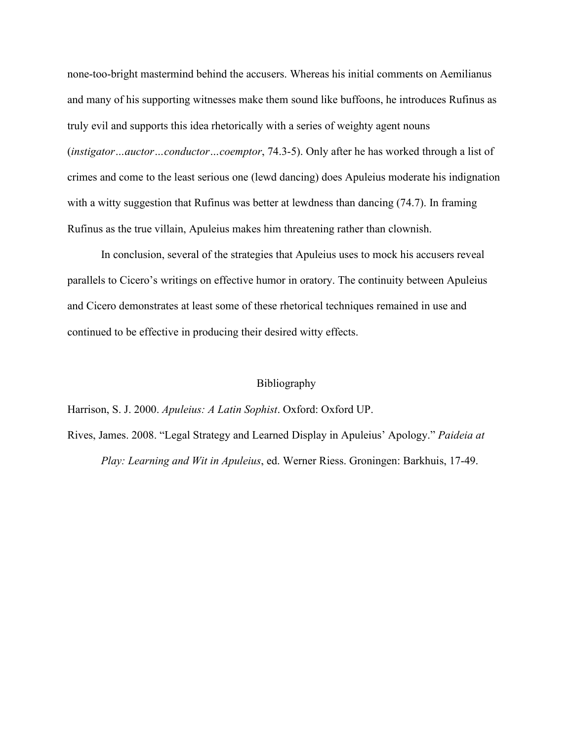none-too-bright mastermind behind the accusers. Whereas his initial comments on Aemilianus and many of his supporting witnesses make them sound like buffoons, he introduces Rufinus as truly evil and supports this idea rhetorically with a series of weighty agent nouns (*instigator…auctor…conductor…coemptor*, 74.3-5). Only after he has worked through a list of crimes and come to the least serious one (lewd dancing) does Apuleius moderate his indignation with a witty suggestion that Rufinus was better at lewdness than dancing (74.7). In framing Rufinus as the true villain, Apuleius makes him threatening rather than clownish.

In conclusion, several of the strategies that Apuleius uses to mock his accusers reveal parallels to Cicero's writings on effective humor in oratory. The continuity between Apuleius and Cicero demonstrates at least some of these rhetorical techniques remained in use and continued to be effective in producing their desired witty effects.

## Bibliography

Harrison, S. J. 2000. *Apuleius: A Latin Sophist*. Oxford: Oxford UP.

Rives, James. 2008. "Legal Strategy and Learned Display in Apuleius' Apology." *Paideia at Play: Learning and Wit in Apuleius*, ed. Werner Riess. Groningen: Barkhuis, 17-49.